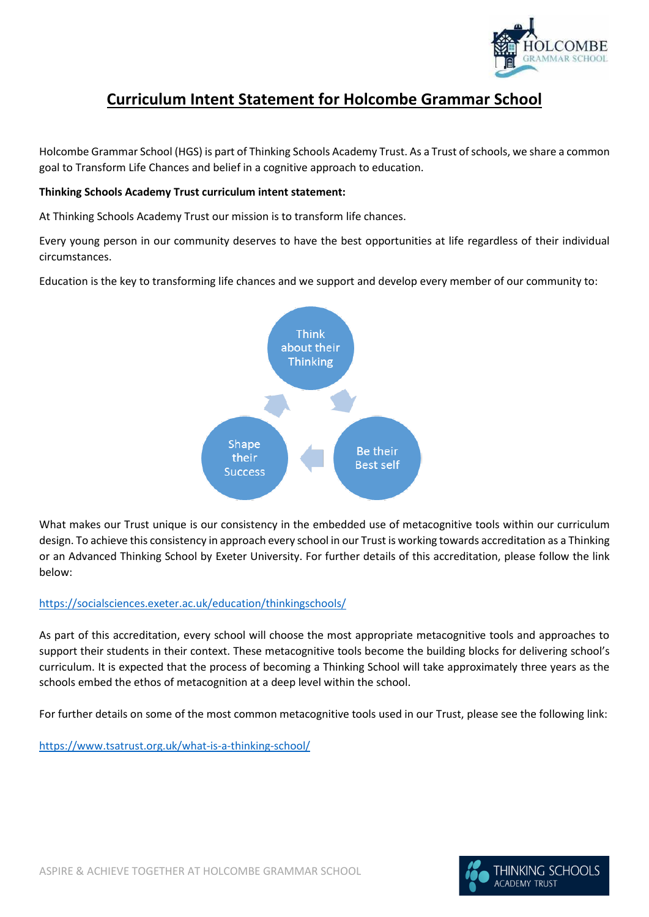# Curriculum Intent Statement for Holcombe Grammar School

Holcombe Grammar School (HGS) is part of Thinking Schools Academy Trust. As a Trust of schools, we share a common goal to Transform Life Chances and belief in a cognitive approach to education.

**Thinking Schools Academy Trust curriculum intent statement:**

At Thinking Schools Academy Trust our mission is to transform life chances.

Every young person in our community deserves to have the best opportunities at life regardless of their individual circumstances.

Education is the key to transforming life chances and we support and develop every member of our community to:

- Think about their Thinking
- Be their Best self
- Shape their Success

What makes our Trust unique is our consistency in the embedded use of metacognitive tools within our curriculum design. To achieve this consistency in approach every school in our Trust is working towards accreditation as a Thinking or an Advanced Thinking School by Exeter University. For further details of this accreditation, please follow the link below:

https://socialsciences.exeter.ac.uk/education/thinkingschools/

As part of this accreditation, every school will choose the most appropriate metacognitive tools and approaches to support their students in their context. These metacognitive tools become the building blocks for delivering school's curriculum. It is expected that the process of becoming a Thinking School will take approximately three years as the schools embed the ethos of metacognition at a deep level within the school.

For further details on some of the most common metacognitive tools used in our Trust, please see the following link:

https://www.tsatrust.org.uk/what-is-a-thinking-school/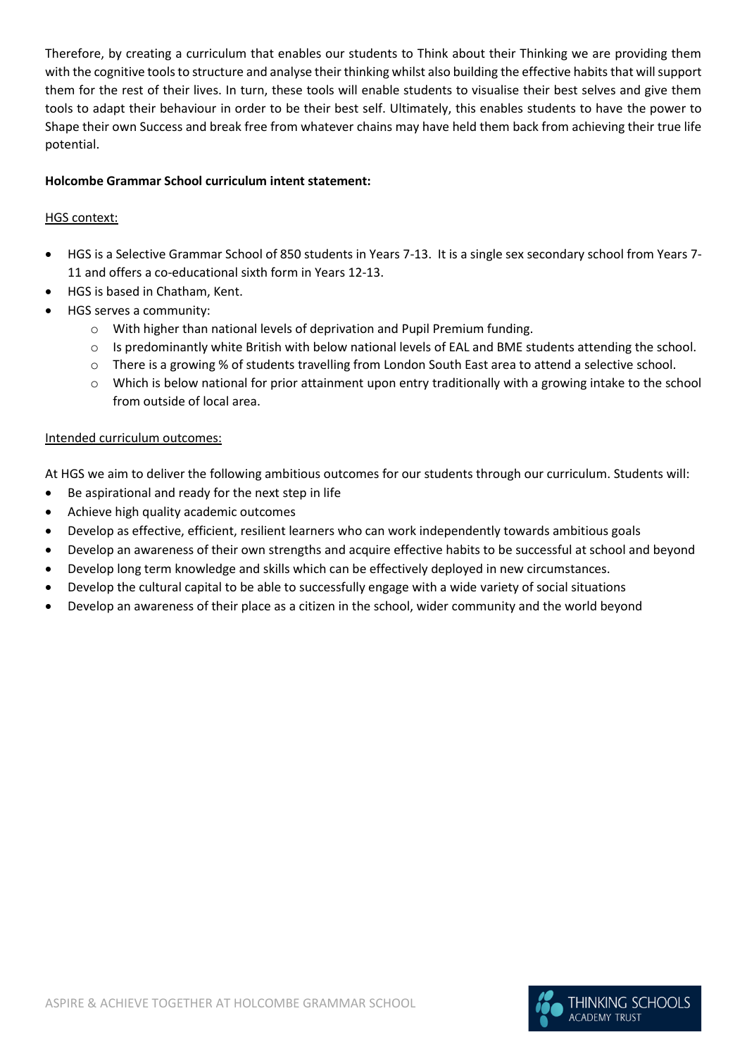Therefore, by creating a curriculum that enables our students to Think about their Thinking we are providing them with the cognitive tools to structure and analyse their thinking whilst also building the effective habits that will support them for the rest of their lives. In turn, these tools will enable students to visualise their best selves and give them tools to adapt their behaviour in order to be their best self. Ultimately, this enables students to have the power to Shape their own Success and break free from whatever chains may have held them back from achieving their true life potential.

**Holcombe Grammar School curriculum intent statement:**

HGS context:

- HGS is a Selective Grammar School of 850 students in Years 7-13. It is a single sex secondary school from Years 7-11 and offers a co-educational sixth form in Years 12-13.
- HGS is based in Chatham, Kent.
- HGS serves a community:
  - With higher than national levels of deprivation and Pupil Premium funding.
  - Is predominantly white British with below national levels of EAL and BME students attending the school.
  - There is a growing % of students travelling from London South East area to attend a selective school.
  - Which is below national for prior attainment upon entry traditionally with a growing intake to the school from outside of local area.

Intended curriculum outcomes:

At HGS we aim to deliver the following ambitious outcomes for our students through our curriculum. Students will:

- Be aspirational and ready for the next step in life
- Achieve high quality academic outcomes
- Develop as effective, efficient, resilient learners who can work independently towards ambitious goals
- Develop an awareness of their own strengths and acquire effective habits to be successful at school and beyond
- Develop long term knowledge and skills which can be effectively deployed in new circumstances.
- Develop the cultural capital to be able to successfully engage with a wide variety of social situations
- Develop an awareness of their place as a citizen in the school, wider community and the world beyond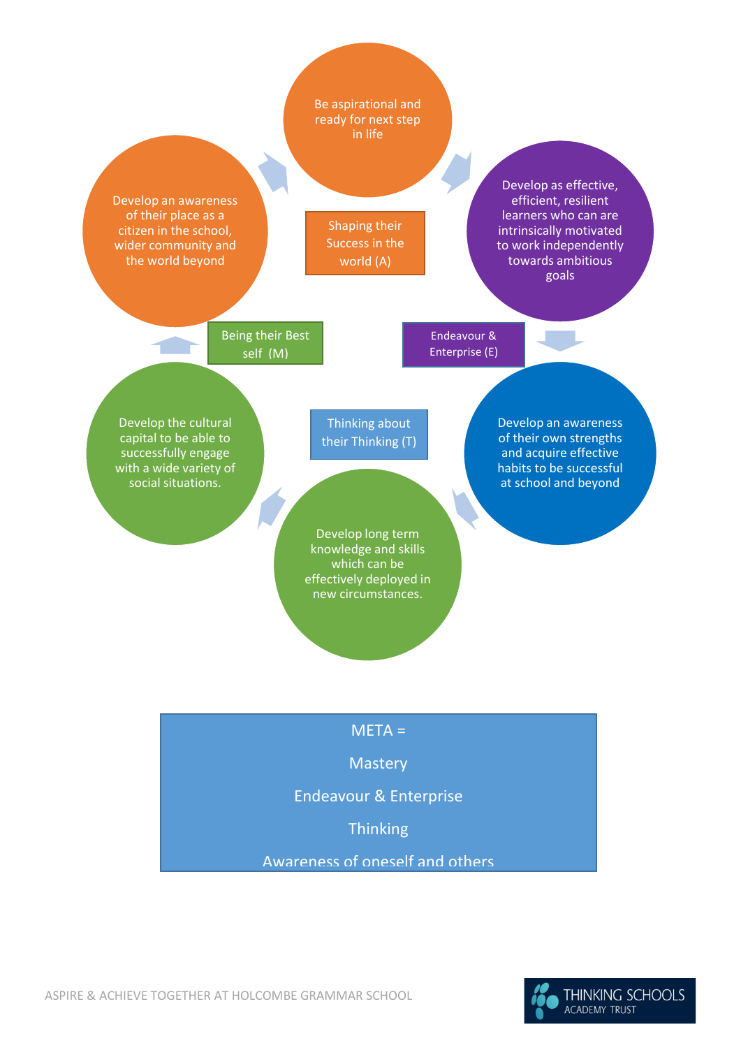Be aspirational and ready for next step in life

Develop as effective, efficient, resilient learners who can are intrinsically motivated to work independently towards ambitious goals

Develop an awareness of their own strengths and acquire effective habits to be successful at school and beyond

Develop long term knowledge and skills which can be effectively deployed in new circumstances.

Develop the cultural capital to be able to successfully engage with a wide variety of social situations.

Develop an awareness of their place as a citizen in the school, wider community and the world beyond

Shaping their Success in the world (A)

Endeavour & Enterprise (E)

Thinking about their Thinking (T)

Being their Best self (M)

META =

Mastery

Endeavour & Enterprise

Thinking

Awareness of oneself and others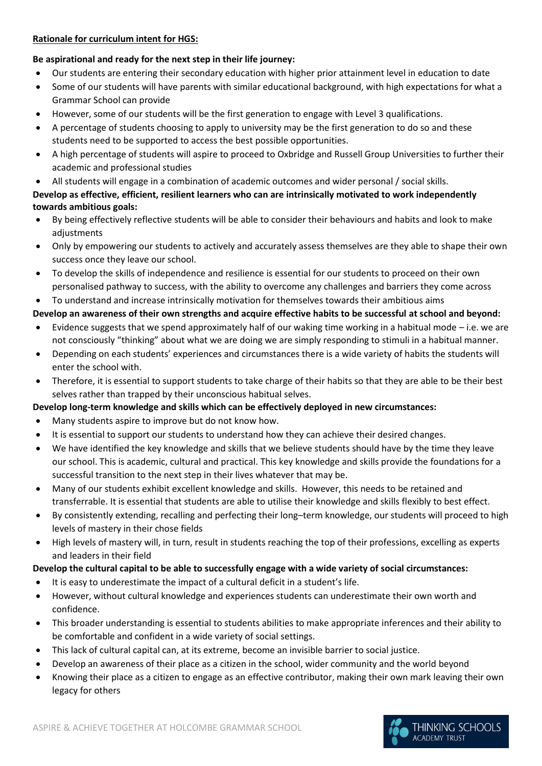**Rationale for curriculum intent for HGS:**

**Be aspirational and ready for the next step in their life journey:**

- Our students are entering their secondary education with higher prior attainment level in education to date
- Some of our students will have parents with similar educational background, with high expectations for what a Grammar School can provide
- However, some of our students will be the first generation to engage with Level 3 qualifications.
- A percentage of students choosing to apply to university may be the first generation to do so and these students need to be supported to access the best possible opportunities.
- A high percentage of students will aspire to proceed to Oxbridge and Russell Group Universities to further their academic and professional studies
- All students will engage in a combination of academic outcomes and wider personal / social skills.

**Develop as effective, efficient, resilient learners who can are intrinsically motivated to work independently towards ambitious goals:**

- By being effectively reflective students will be able to consider their behaviours and habits and look to make adjustments
- Only by empowering our students to actively and accurately assess themselves are they able to shape their own success once they leave our school.
- To develop the skills of independence and resilience is essential for our students to proceed on their own personalised pathway to success, with the ability to overcome any challenges and barriers they come across
- To understand and increase intrinsically motivation for themselves towards their ambitious aims

**Develop an awareness of their own strengths and acquire effective habits to be successful at school and beyond:**

- Evidence suggests that we spend approximately half of our waking time working in a habitual mode – i.e. we are not consciously "thinking" about what we are doing we are simply responding to stimuli in a habitual manner.
- Depending on each students' experiences and circumstances there is a wide variety of habits the students will enter the school with.
- Therefore, it is essential to support students to take charge of their habits so that they are able to be their best selves rather than trapped by their unconscious habitual selves.

**Develop long-term knowledge and skills which can be effectively deployed in new circumstances:**

- Many students aspire to improve but do not know how.
- It is essential to support our students to understand how they can achieve their desired changes.
- We have identified the key knowledge and skills that we believe students should have by the time they leave our school. This is academic, cultural and practical. This key knowledge and skills provide the foundations for a successful transition to the next step in their lives whatever that may be.
- Many of our students exhibit excellent knowledge and skills. However, this needs to be retained and transferrable. It is essential that students are able to utilise their knowledge and skills flexibly to best effect.
- By consistently extending, recalling and perfecting their long–term knowledge, our students will proceed to high levels of mastery in their chose fields
- High levels of mastery will, in turn, result in students reaching the top of their professions, excelling as experts and leaders in their field

**Develop the cultural capital to be able to successfully engage with a wide variety of social circumstances:**

- It is easy to underestimate the impact of a cultural deficit in a student's life.
- However, without cultural knowledge and experiences students can underestimate their own worth and confidence.
- This broader understanding is essential to students abilities to make appropriate inferences and their ability to be comfortable and confident in a wide variety of social settings.
- This lack of cultural capital can, at its extreme, become an invisible barrier to social justice.
- Develop an awareness of their place as a citizen in the school, wider community and the world beyond
- Knowing their place as a citizen to engage as an effective contributor, making their own mark leaving their own legacy for others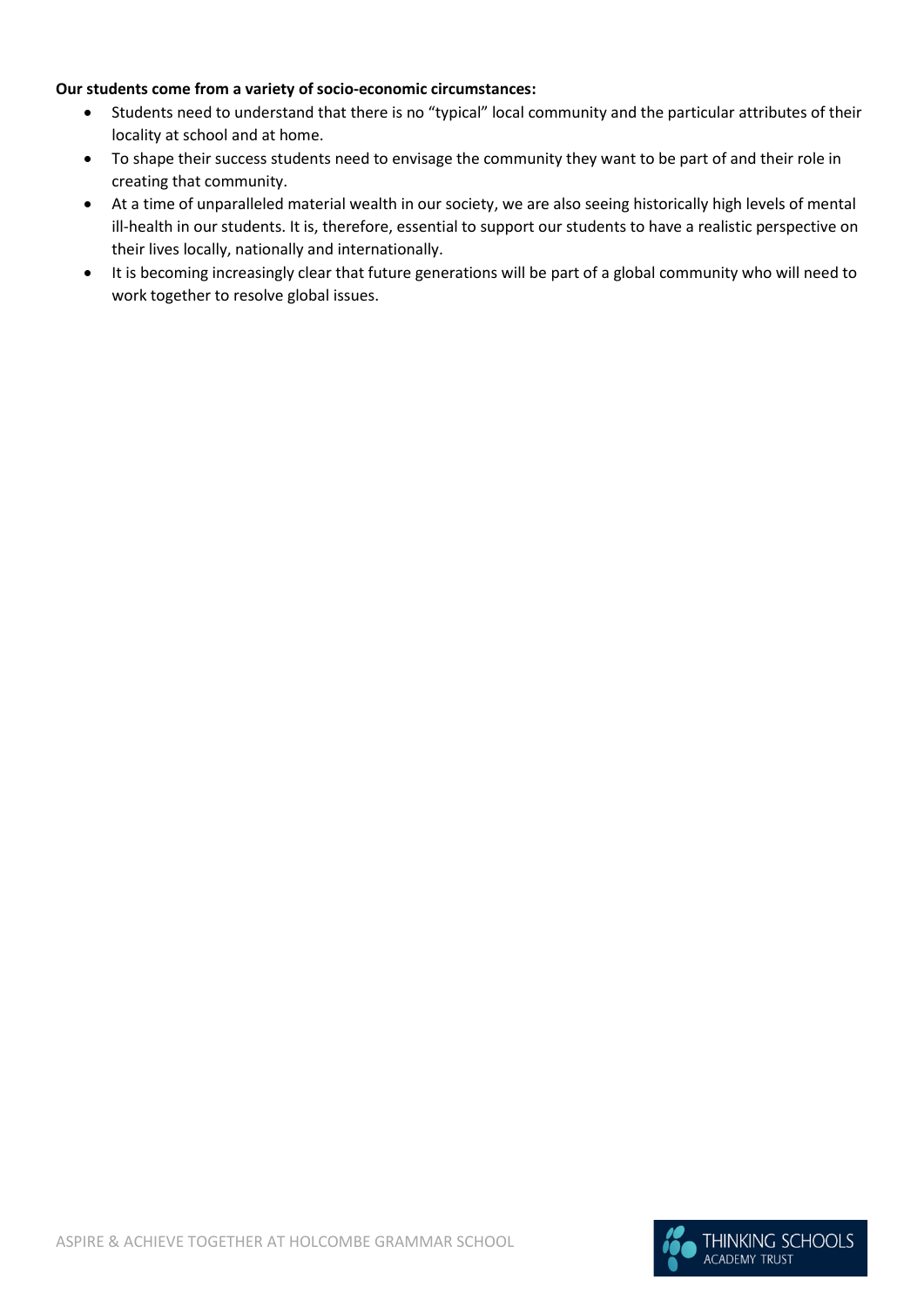**Our students come from a variety of socio-economic circumstances:**

- Students need to understand that there is no “typical” local community and the particular attributes of their locality at school and at home.
- To shape their success students need to envisage the community they want to be part of and their role in creating that community.
- At a time of unparalleled material wealth in our society, we are also seeing historically high levels of mental ill-health in our students. It is, therefore, essential to support our students to have a realistic perspective on their lives locally, nationally and internationally.
- It is becoming increasingly clear that future generations will be part of a global community who will need to work together to resolve global issues.